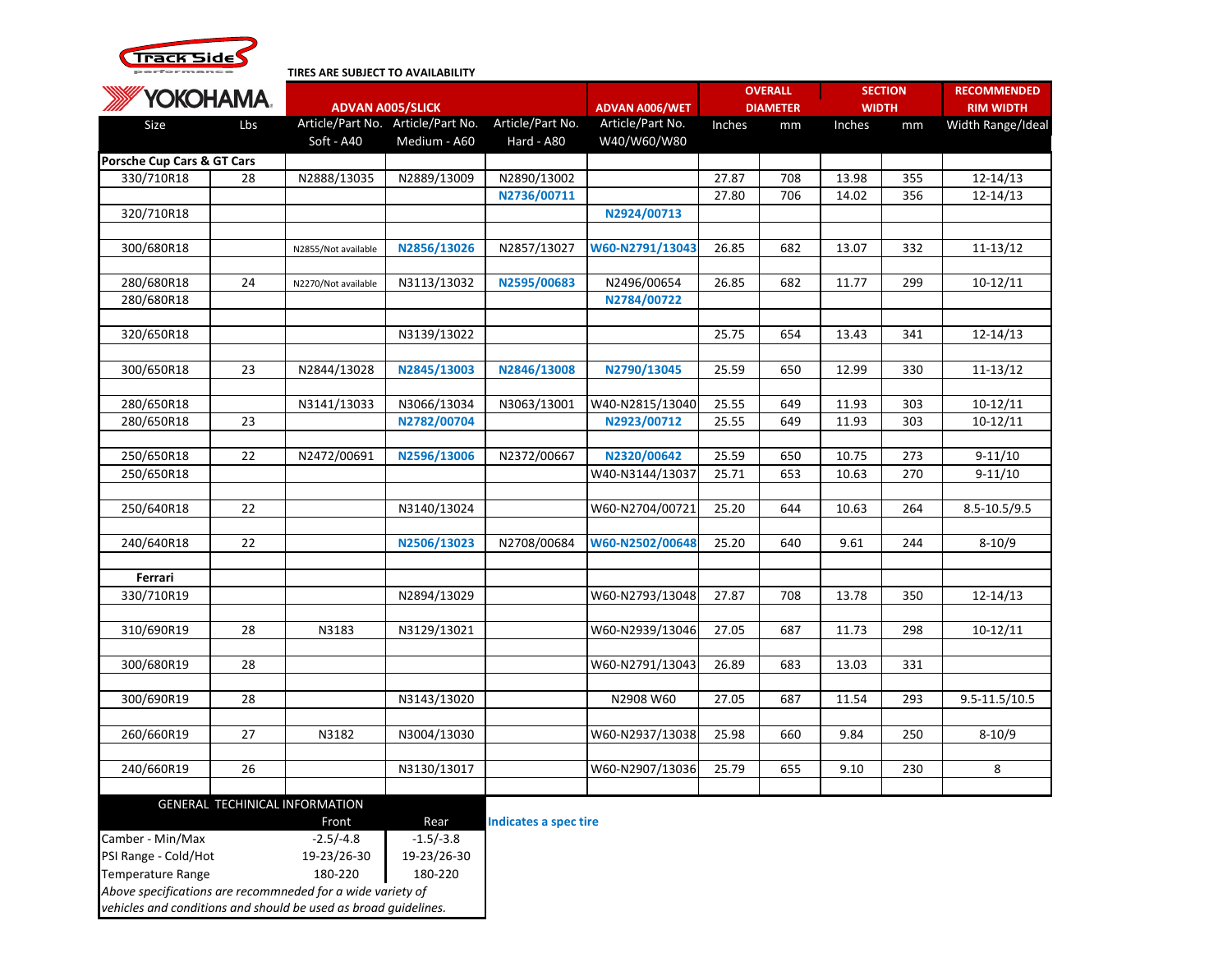Track Side performance

**TIRES ARE SUBJECT TO AVAILABILITY**

| YOKOHAMA | | ADVAN A005/SLICK | | | ADVAN A006/WET | OVERALL DIAMETER | | SECTION WIDTH | | RECOMMENDED RIM WIDTH |
|---|---|---|---|---|---|---|---|---|---|---|
| Size | Lbs | Article/Part No. Soft - A40 | Article/Part No. Medium - A60 | Article/Part No. Hard - A80 | Article/Part No. W40/W60/W80 | Inches | mm | Inches | mm | Width Range/Ideal |
| **Porsche Cup Cars & GT Cars** | | | | | | | | | | |
| 330/710R18 | 28 | N2888/13035 | N2889/13009 | N2890/13002 | | 27.87 | 708 | 13.98 | 355 | 12-14/13 |
| | | | | **N2736/00711** | | 27.80 | 706 | 14.02 | 356 | 12-14/13 |
| 320/710R18 | | | | | **N2924/00713** | | | | | |
| 300/680R18 | | N2855/Not available | **N2856/13026** | N2857/13027 | **W60-N2791/13043** | 26.85 | 682 | 13.07 | 332 | 11-13/12 |
| 280/680R18 | 24 | N2270/Not available | N3113/13032 | **N2595/00683** | N2496/00654 | 26.85 | 682 | 11.77 | 299 | 10-12/11 |
| 280/680R18 | | | | | **N2784/00722** | | | | | |
| 320/650R18 | | | N3139/13022 | | | 25.75 | 654 | 13.43 | 341 | 12-14/13 |
| 300/650R18 | 23 | N2844/13028 | **N2845/13003** | **N2846/13008** | **N2790/13045** | 25.59 | 650 | 12.99 | 330 | 11-13/12 |
| 280/650R18 | | N3141/13033 | N3066/13034 | N3063/13001 | W40-N2815/13040 | 25.55 | 649 | 11.93 | 303 | 10-12/11 |
| 280/650R18 | 23 | | **N2782/00704** | | **N2923/00712** | 25.55 | 649 | 11.93 | 303 | 10-12/11 |
| 250/650R18 | 22 | N2472/00691 | **N2596/13006** | N2372/00667 | **N2320/00642** | 25.59 | 650 | 10.75 | 273 | 9-11/10 |
| 250/650R18 | | | | | W40-N3144/13037 | 25.71 | 653 | 10.63 | 270 | 9-11/10 |
| 250/640R18 | 22 | | N3140/13024 | | W60-N2704/00721 | 25.20 | 644 | 10.63 | 264 | 8.5-10.5/9.5 |
| 240/640R18 | 22 | | **N2506/13023** | N2708/00684 | **W60-N2502/00648** | 25.20 | 640 | 9.61 | 244 | 8-10/9 |
| **Ferrari** | | | | | | | | | | |
| 330/710R19 | | | N2894/13029 | | W60-N2793/13048 | 27.87 | 708 | 13.78 | 350 | 12-14/13 |
| 310/690R19 | 28 | N3183 | N3129/13021 | | W60-N2939/13046 | 27.05 | 687 | 11.73 | 298 | 10-12/11 |
| 300/680R19 | 28 | | | | W60-N2791/13043 | 26.89 | 683 | 13.03 | 331 | |
| 300/690R19 | 28 | | N3143/13020 | | N2908 W60 | 27.05 | 687 | 11.54 | 293 | 9.5-11.5/10.5 |
| 260/660R19 | 27 | N3182 | N3004/13030 | | W60-N2937/13038 | 25.98 | 660 | 9.84 | 250 | 8-10/9 |
| 240/660R19 | 26 | | N3130/13017 | | W60-N2907/13036 | 25.79 | 655 | 9.10 | 230 | 8 |

**Indicates a spec tire**

| GENERAL TECHINICAL INFORMATION | Front | Rear |
|---|---|---|
| Camber - Min/Max | -2.5/-4.8 | -1.5/-3.8 |
| PSI Range - Cold/Hot | 19-23/26-30 | 19-23/26-30 |
| Temperature Range | 180-220 | 180-220 |

*Above specifications are recommneded for a wide variety of vehicles and conditions and should be used as broad guidelines.*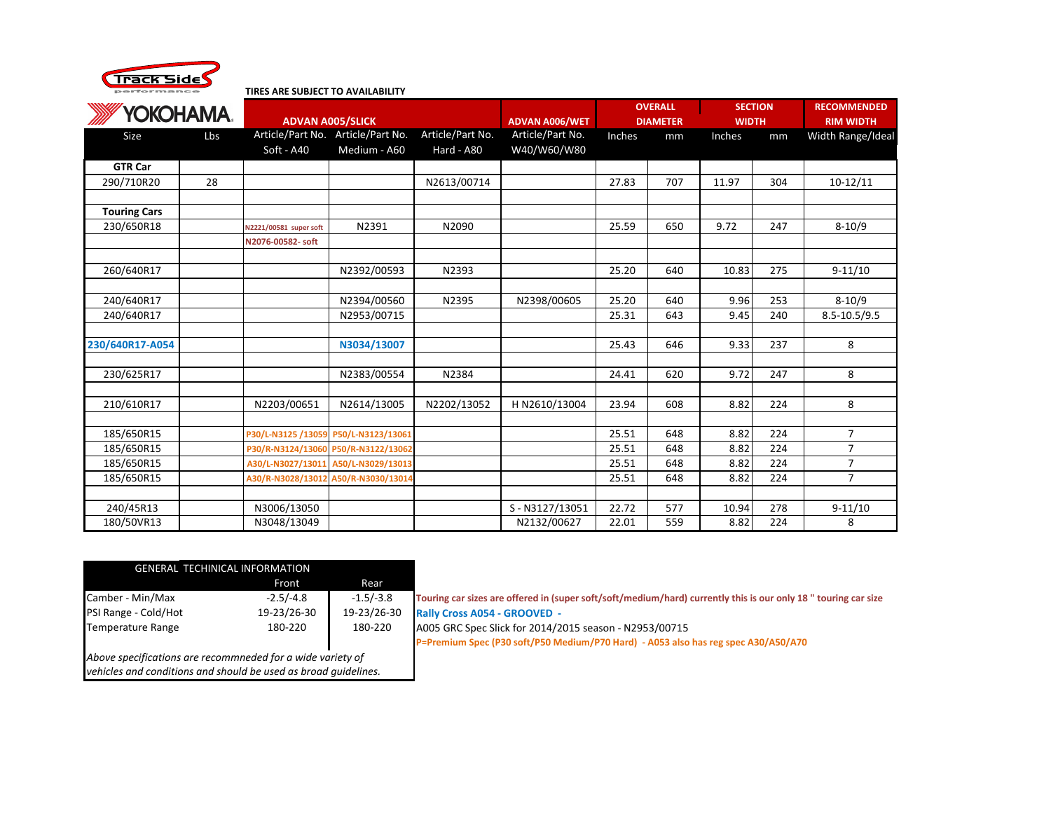Track Side performance

TIRES ARE SUBJECT TO AVAILABILITY

| YOKOHAMA | | ADVAN A005/SLICK | | | ADVAN A006/WET | OVERALL DIAMETER | | SECTION WIDTH | | RECOMMENDED RIM WIDTH |
|---|---|---|---|---|---|---|---|---|---|---|
| Size | Lbs | Article/Part No. Soft - A40 | Article/Part No. Medium - A60 | Article/Part No. Hard - A80 | Article/Part No. W40/W60/W80 | Inches | mm | Inches | mm | Width Range/Ideal |
| **GTR Car** | | | | | | | | | | |
| 290/710R20 | 28 | | | N2613/00714 | | 27.83 | 707 | 11.97 | 304 | 10-12/11 |
| | | | | | | | | | | |
| **Touring Cars** | | | | | | | | | | |
| 230/650R18 | | N2221/00581 super soft | N2391 | N2090 | | 25.59 | 650 | 9.72 | 247 | 8-10/9 |
| | | N2076-00582- soft | | | | | | | | |
| | | | | | | | | | | |
| 260/640R17 | | | N2392/00593 | N2393 | | 25.20 | 640 | 10.83 | 275 | 9-11/10 |
| | | | | | | | | | | |
| 240/640R17 | | | N2394/00560 | N2395 | N2398/00605 | 25.20 | 640 | 9.96 | 253 | 8-10/9 |
| 240/640R17 | | | N2953/00715 | | | 25.31 | 643 | 9.45 | 240 | 8.5-10.5/9.5 |
| | | | | | | | | | | |
| 230/640R17-A054 | | | N3034/13007 | | | 25.43 | 646 | 9.33 | 237 | 8 |
| | | | | | | | | | | |
| 230/625R17 | | | N2383/00554 | N2384 | | 24.41 | 620 | 9.72 | 247 | 8 |
| | | | | | | | | | | |
| 210/610R17 | | N2203/00651 | N2614/13005 | N2202/13052 | H N2610/13004 | 23.94 | 608 | 8.82 | 224 | 8 |
| | | | | | | | | | | |
| 185/650R15 | | P30/L-N3125 /13059 | P50/L-N3123/13061 | | | 25.51 | 648 | 8.82 | 224 | 7 |
| 185/650R15 | | P30/R-N3124/13060 | P50/R-N3122/13062 | | | 25.51 | 648 | 8.82 | 224 | 7 |
| 185/650R15 | | A30/L-N3027/13011 | A50/L-N3029/13013 | | | 25.51 | 648 | 8.82 | 224 | 7 |
| 185/650R15 | | A30/R-N3028/13012 | A50/R-N3030/13014 | | | 25.51 | 648 | 8.82 | 224 | 7 |
| | | | | | | | | | | |
| 240/45R13 | | N3006/13050 | | | S - N3127/13051 | 22.72 | 577 | 10.94 | 278 | 9-11/10 |
| 180/50VR13 | | N3048/13049 | | | N2132/00627 | 22.01 | 559 | 8.82 | 224 | 8 |

| GENERAL TECHINICAL INFORMATION | Front | Rear |
|---|---|---|
| Camber - Min/Max | -2.5/-4.8 | -1.5/-3.8 |
| PSI Range - Cold/Hot | 19-23/26-30 | 19-23/26-30 |
| Temperature Range | 180-220 | 180-220 |

*Above specifications are recommneded for a wide variety of vehicles and conditions and should be used as broad guidelines.*

**Touring car sizes are offered in (super soft/soft/medium/hard) currently this is our only 18 " touring car size**

**Rally Cross A054 - GROOVED -**

A005 GRC Spec Slick for 2014/2015 season - N2953/00715

**P=Premium Spec (P30 soft/P50 Medium/P70 Hard) - A053 also has reg spec A30/A50/A70**